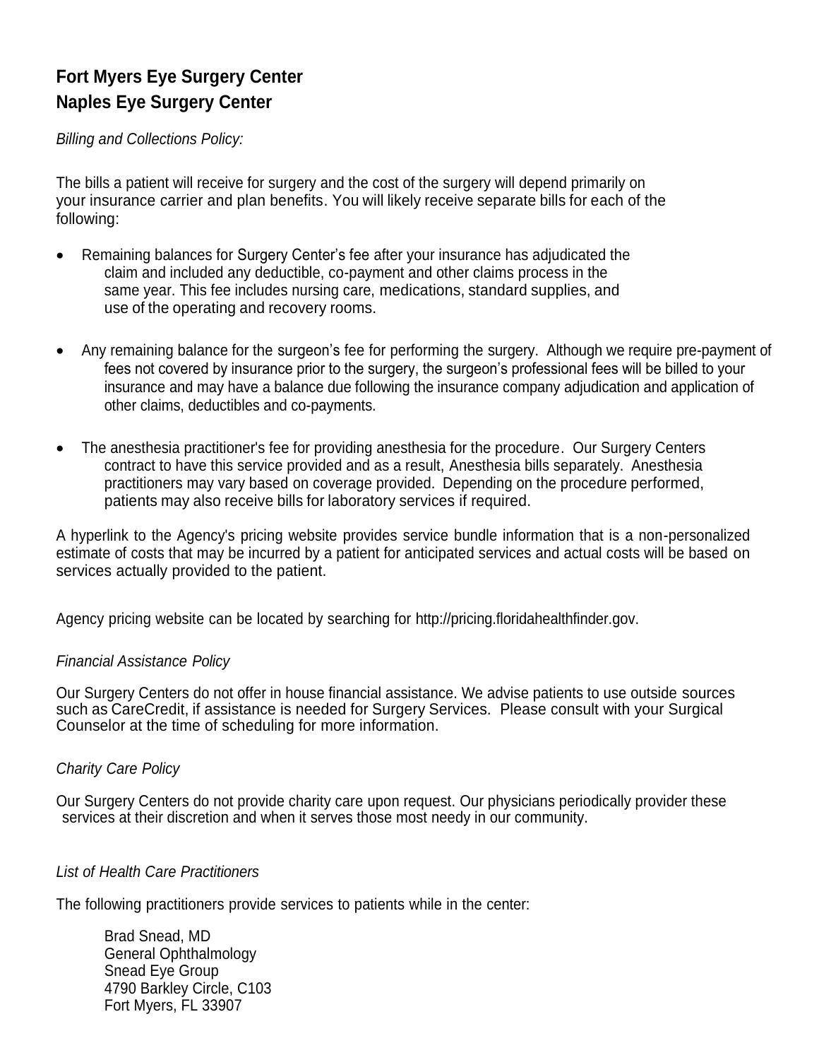# Fort Myers Eye Surgery Center
# Naples Eye Surgery Center

*Billing and Collections Policy:*

The bills a patient will receive for surgery and the cost of the surgery will depend primarily on your insurance carrier and plan benefits. You will likely receive separate bills for each of the following:

- Remaining balances for Surgery Center's fee after your insurance has adjudicated the claim and included any deductible, co-payment and other claims process in the same year. This fee includes nursing care, medications, standard supplies, and use of the operating and recovery rooms.

- Any remaining balance for the surgeon's fee for performing the surgery. Although we require pre-payment of fees not covered by insurance prior to the surgery, the surgeon's professional fees will be billed to your insurance and may have a balance due following the insurance company adjudication and application of other claims, deductibles and co-payments.

- The anesthesia practitioner's fee for providing anesthesia for the procedure. Our Surgery Centers contract to have this service provided and as a result, Anesthesia bills separately. Anesthesia practitioners may vary based on coverage provided. Depending on the procedure performed, patients may also receive bills for laboratory services if required.

A hyperlink to the Agency's pricing website provides service bundle information that is a non-personalized estimate of costs that may be incurred by a patient for anticipated services and actual costs will be based on services actually provided to the patient.

Agency pricing website can be located by searching for http://pricing.floridahealthfinder.gov.

*Financial Assistance Policy*

Our Surgery Centers do not offer in house financial assistance. We advise patients to use outside sources such as CareCredit, if assistance is needed for Surgery Services. Please consult with your Surgical Counselor at the time of scheduling for more information.

*Charity Care Policy*

Our Surgery Centers do not provide charity care upon request. Our physicians periodically provider these services at their discretion and when it serves those most needy in our community.

*List of Health Care Practitioners*

The following practitioners provide services to patients while in the center:

Brad Snead, MD
General Ophthalmology
Snead Eye Group
4790 Barkley Circle, C103
Fort Myers, FL 33907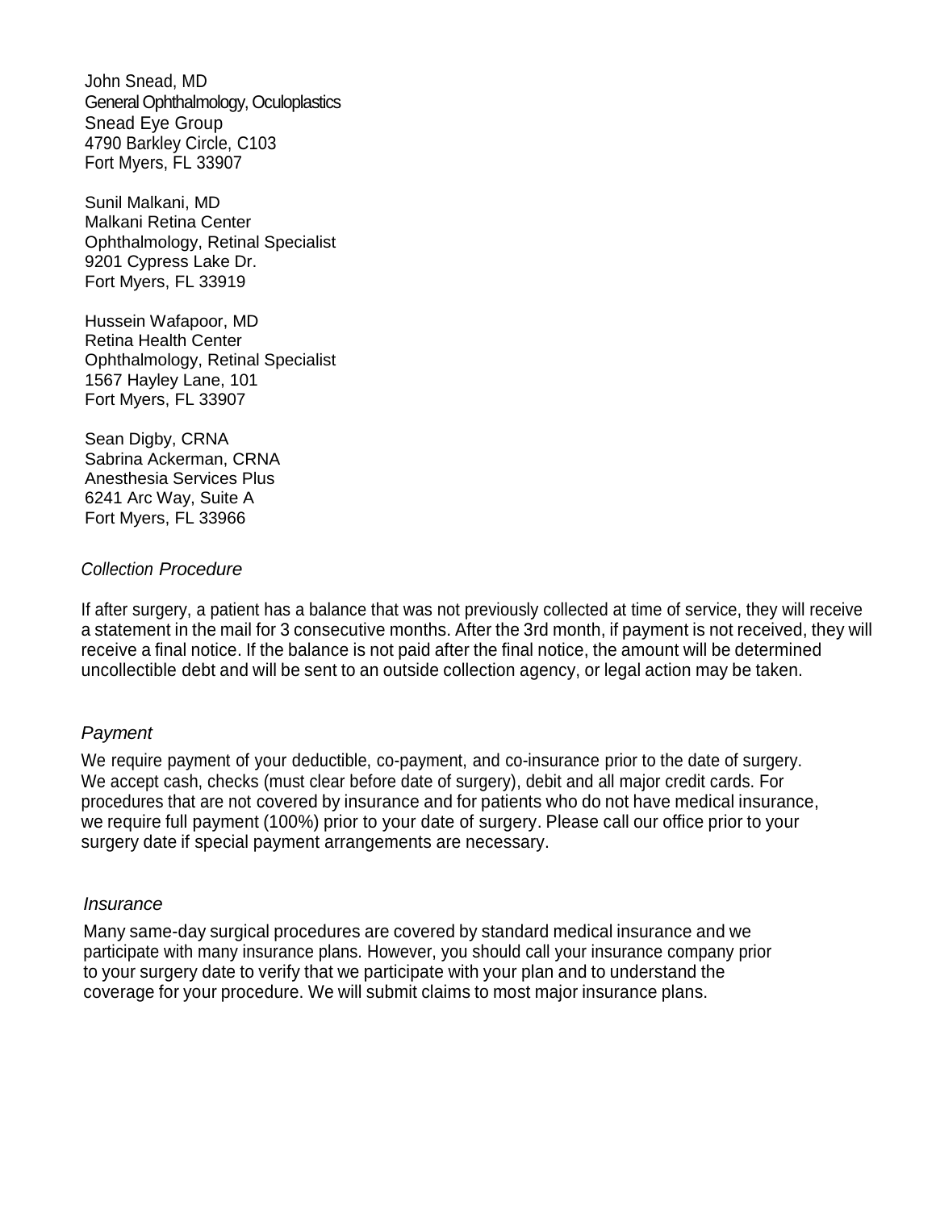John Snead, MD
General Ophthalmology, Oculoplastics
Snead Eye Group
4790 Barkley Circle, C103
Fort Myers, FL 33907

Sunil Malkani, MD
Malkani Retina Center
Ophthalmology, Retinal Specialist
9201 Cypress Lake Dr.
Fort Myers, FL 33919

Hussein Wafapoor, MD
Retina Health Center
Ophthalmology, Retinal Specialist
1567 Hayley Lane, 101
Fort Myers, FL 33907

Sean Digby, CRNA
Sabrina Ackerman, CRNA
Anesthesia Services Plus
6241 Arc Way, Suite A
Fort Myers, FL 33966

### *Collection Procedure*

If after surgery, a patient has a balance that was not previously collected at time of service, they will receive a statement in the mail for 3 consecutive months. After the 3rd month, if payment is not received, they will receive a final notice. If the balance is not paid after the final notice, the amount will be determined uncollectible debt and will be sent to an outside collection agency, or legal action may be taken.

### *Payment*

We require payment of your deductible, co-payment, and co-insurance prior to the date of surgery. We accept cash, checks (must clear before date of surgery), debit and all major credit cards. For procedures that are not covered by insurance and for patients who do not have medical insurance, we require full payment (100%) prior to your date of surgery. Please call our office prior to your surgery date if special payment arrangements are necessary.

### *Insurance*

Many same-day surgical procedures are covered by standard medical insurance and we participate with many insurance plans. However, you should call your insurance company prior to your surgery date to verify that we participate with your plan and to understand the coverage for your procedure. We will submit claims to most major insurance plans.